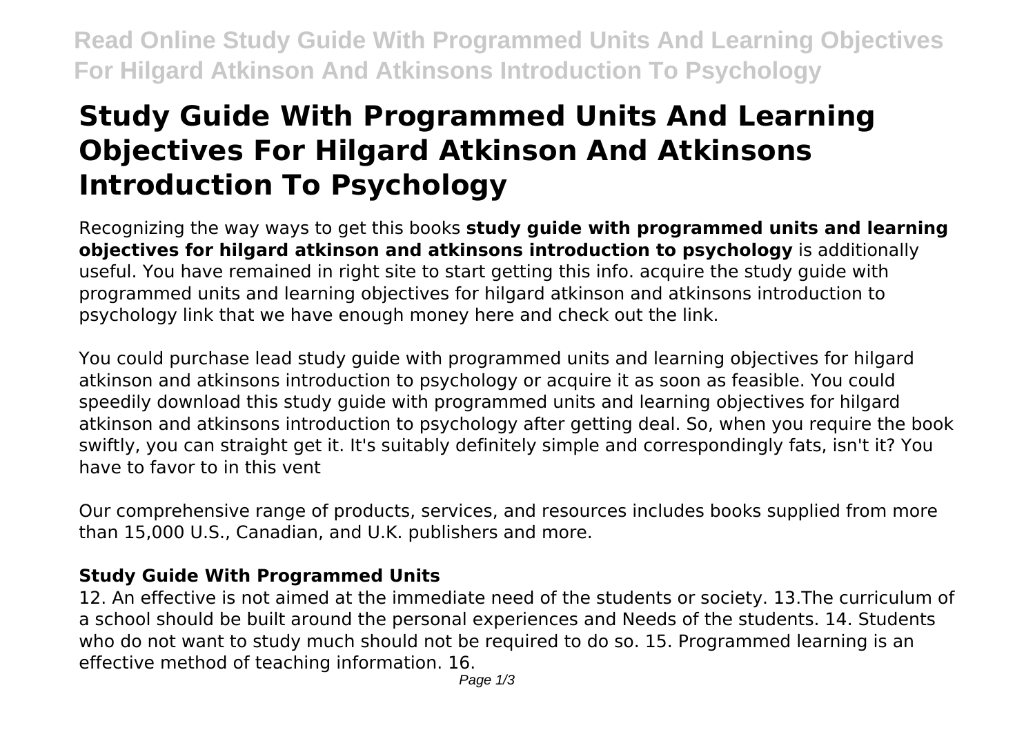# Study Guide With Programmed Units And Learning Objectives For Hilgard Atkinson And Atkinsons Introduction To Psychology

Recognizing the way ways to get this books **study guide with programmed units and learning objectives for hilgard atkinson and atkinsons introduction to psychology** is additionally useful. You have remained in right site to start getting this info. acquire the study guide with programmed units and learning objectives for hilgard atkinson and atkinsons introduction to psychology link that we have enough money here and check out the link.

You could purchase lead study guide with programmed units and learning objectives for hilgard atkinson and atkinsons introduction to psychology or acquire it as soon as feasible. You could speedily download this study guide with programmed units and learning objectives for hilgard atkinson and atkinsons introduction to psychology after getting deal. So, when you require the book swiftly, you can straight get it. It's suitably definitely simple and correspondingly fats, isn't it? You have to favor to in this vent

Our comprehensive range of products, services, and resources includes books supplied from more than 15,000 U.S., Canadian, and U.K. publishers and more.

### Study Guide With Programmed Units

12. An effective is not aimed at the immediate need of the students or society. 13.The curriculum of a school should be built around the personal experiences and Needs of the students. 14. Students who do not want to study much should not be required to do so. 15. Programmed learning is an effective method of teaching information. 16.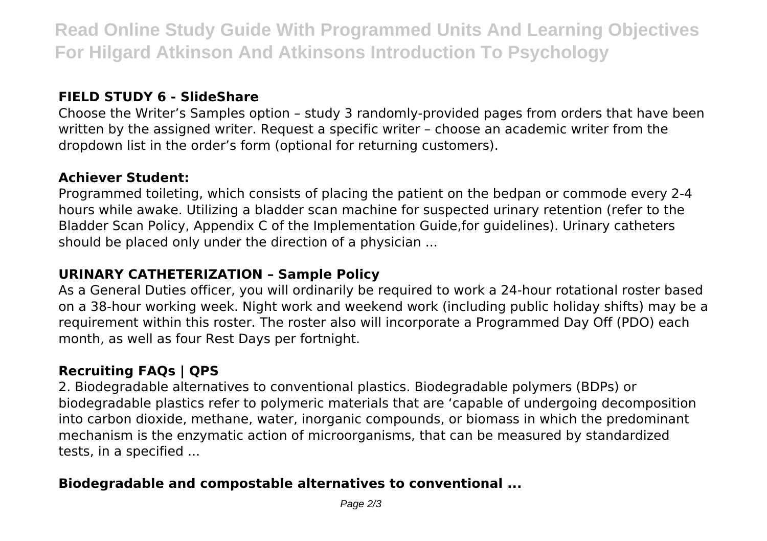### FIELD STUDY 6 - SlideShare

Choose the Writer's Samples option – study 3 randomly-provided pages from orders that have been written by the assigned writer. Request a specific writer – choose an academic writer from the dropdown list in the order's form (optional for returning customers).

### Achiever Student:

Programmed toileting, which consists of placing the patient on the bedpan or commode every 2-4 hours while awake. Utilizing a bladder scan machine for suspected urinary retention (refer to the Bladder Scan Policy, Appendix C of the Implementation Guide,for guidelines). Urinary catheters should be placed only under the direction of a physician ...

### URINARY CATHETERIZATION – Sample Policy

As a General Duties officer, you will ordinarily be required to work a 24-hour rotational roster based on a 38-hour working week. Night work and weekend work (including public holiday shifts) may be a requirement within this roster. The roster also will incorporate a Programmed Day Off (PDO) each month, as well as four Rest Days per fortnight.

### Recruiting FAQs | QPS

2. Biodegradable alternatives to conventional plastics. Biodegradable polymers (BDPs) or biodegradable plastics refer to polymeric materials that are 'capable of undergoing decomposition into carbon dioxide, methane, water, inorganic compounds, or biomass in which the predominant mechanism is the enzymatic action of microorganisms, that can be measured by standardized tests, in a specified ...

### Biodegradable and compostable alternatives to conventional ...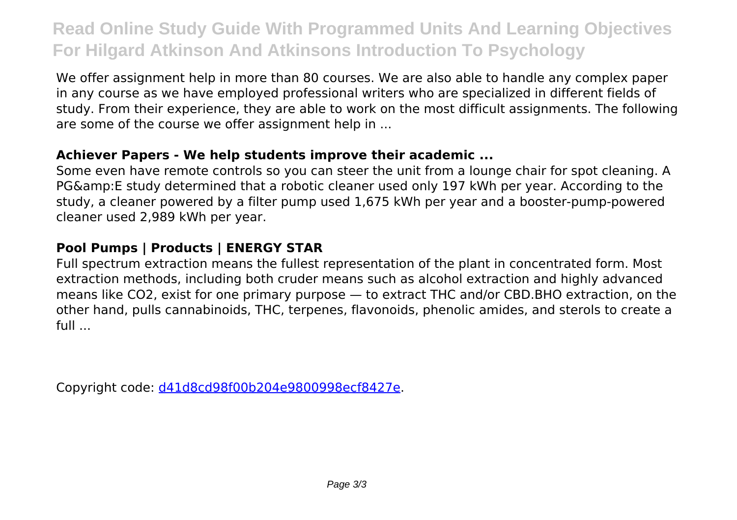We offer assignment help in more than 80 courses. We are also able to handle any complex paper in any course as we have employed professional writers who are specialized in different fields of study. From their experience, they are able to work on the most difficult assignments. The following are some of the course we offer assignment help in ...

**Achiever Papers - We help students improve their academic ...**

Some even have remote controls so you can steer the unit from a lounge chair for spot cleaning. A PG&amp:E study determined that a robotic cleaner used only 197 kWh per year. According to the study, a cleaner powered by a filter pump used 1,675 kWh per year and a booster-pump-powered cleaner used 2,989 kWh per year.

**Pool Pumps | Products | ENERGY STAR**

Full spectrum extraction means the fullest representation of the plant in concentrated form. Most extraction methods, including both cruder means such as alcohol extraction and highly advanced means like CO2, exist for one primary purpose — to extract THC and/or CBD.BHO extraction, on the other hand, pulls cannabinoids, THC, terpenes, flavonoids, phenolic amides, and sterols to create a full ...

Copyright code: d41d8cd98f00b204e9800998ecf8427e.